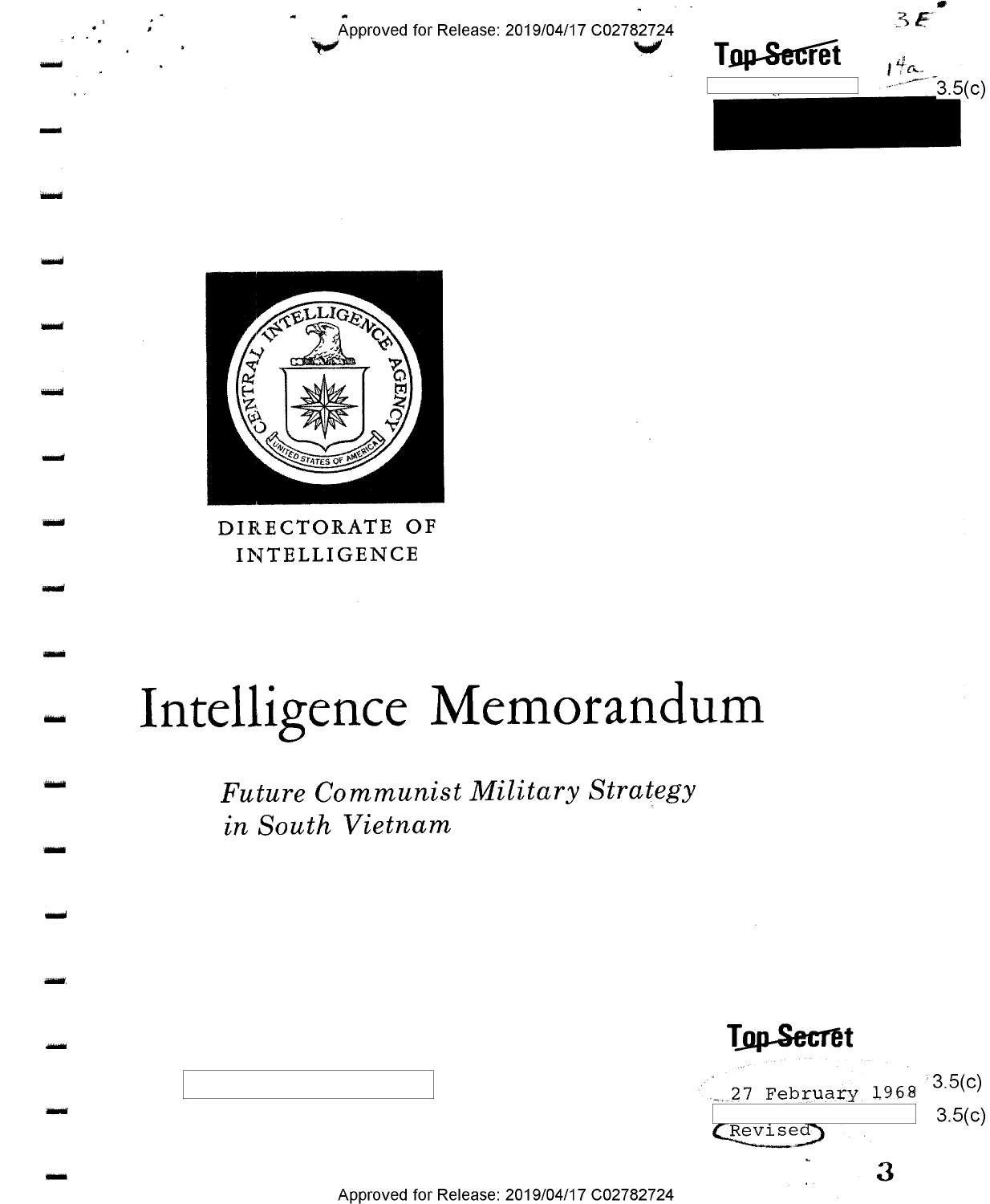Approved for Release: 2019/04/17 C02782724

Top Secret

3.5(c)

DIRECTORATE OF INTELLIGENCE

# Intelligence Memorandum

*Future Communist Military Strategy in South Vietnam*

Top Secret

27 February 1968 3.5(c)

3.5(c)

Revised

Approved for Release: 2019/04/17 C02782724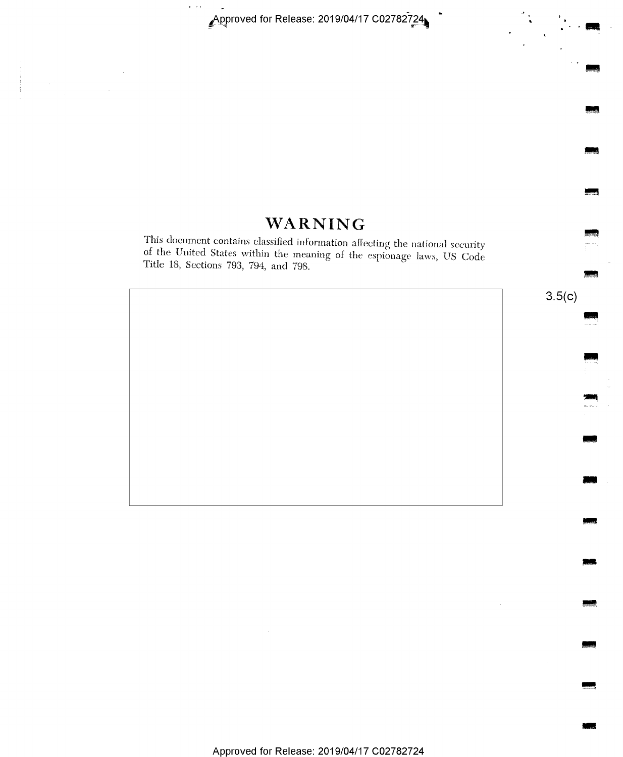## WARNING

This document contains classified information affecting the national security of the United States within the meaning of the espionage laws, US Code Title 18, Sections 793, 794, and 798.

3.5(c)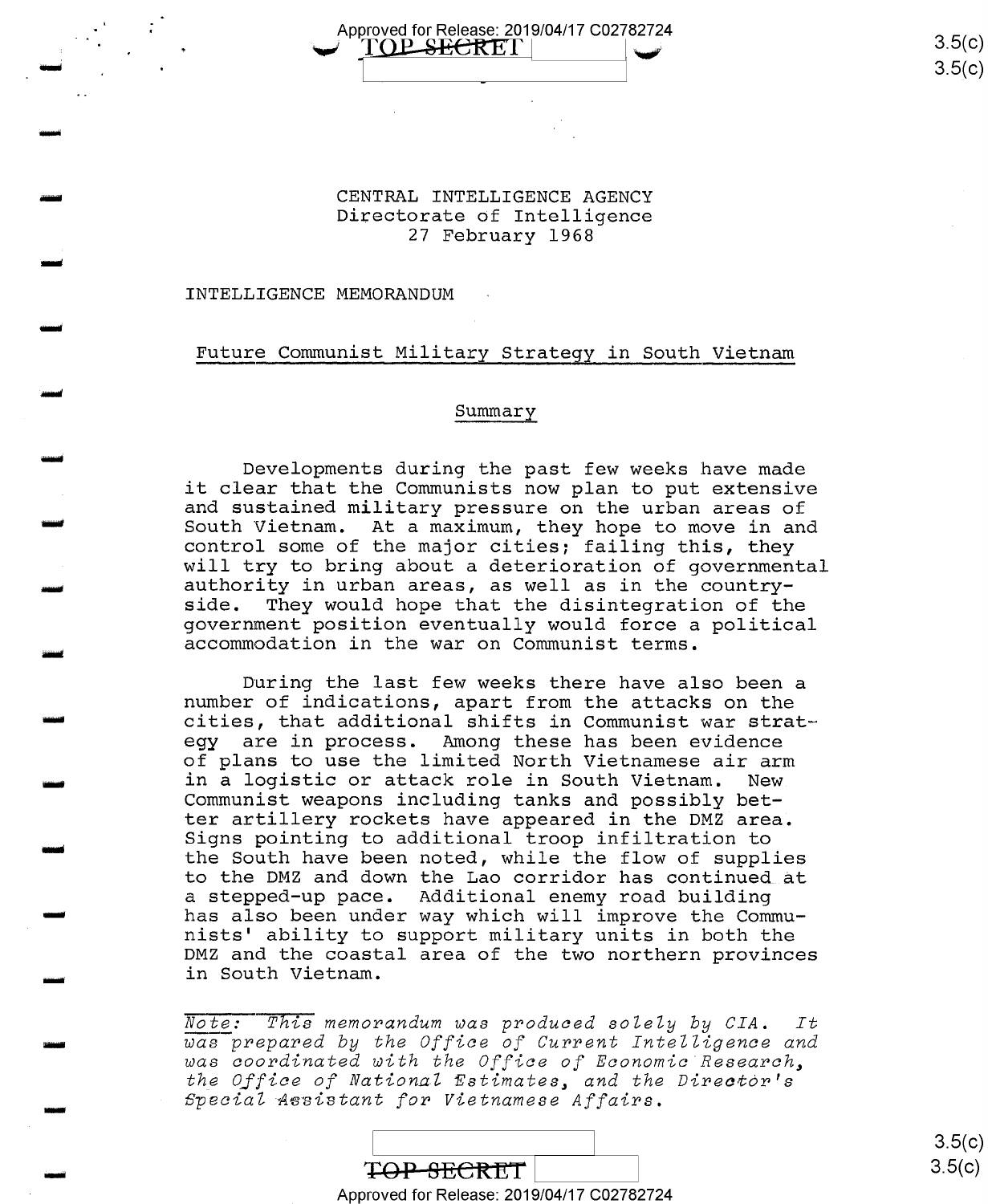CENTRAL INTELLIGENCE AGENCY
Directorate of Intelligence
27 February 1968

INTELLIGENCE MEMORANDUM

## Future Communist Military Strategy in South Vietnam

### Summary

Developments during the past few weeks have made it clear that the Communists now plan to put extensive and sustained military pressure on the urban areas of South Vietnam. At a maximum, they hope to move in and control some of the major cities; failing this, they will try to bring about a deterioration of governmental authority in urban areas, as well as in the countryside. They would hope that the disintegration of the government position eventually would force a political accommodation in the war on Communist terms.

During the last few weeks there have also been a number of indications, apart from the attacks on the cities, that additional shifts in Communist war strategy are in process. Among these has been evidence of plans to use the limited North Vietnamese air arm in a logistic or attack role in South Vietnam. New Communist weapons including tanks and possibly better artillery rockets have appeared in the DMZ area. Signs pointing to additional troop infiltration to the South have been noted, while the flow of supplies to the DMZ and down the Lao corridor has continued at a stepped-up pace. Additional enemy road building has also been under way which will improve the Communists' ability to support military units in both the DMZ and the coastal area of the two northern provinces in South Vietnam.

---

*Note: This memorandum was produced solely by CIA. It was prepared by the Office of Current Intelligence and was coordinated with the Office of Economic Research, the Office of National Estimates, and the Director's Special Assistant for Vietnamese Affairs.*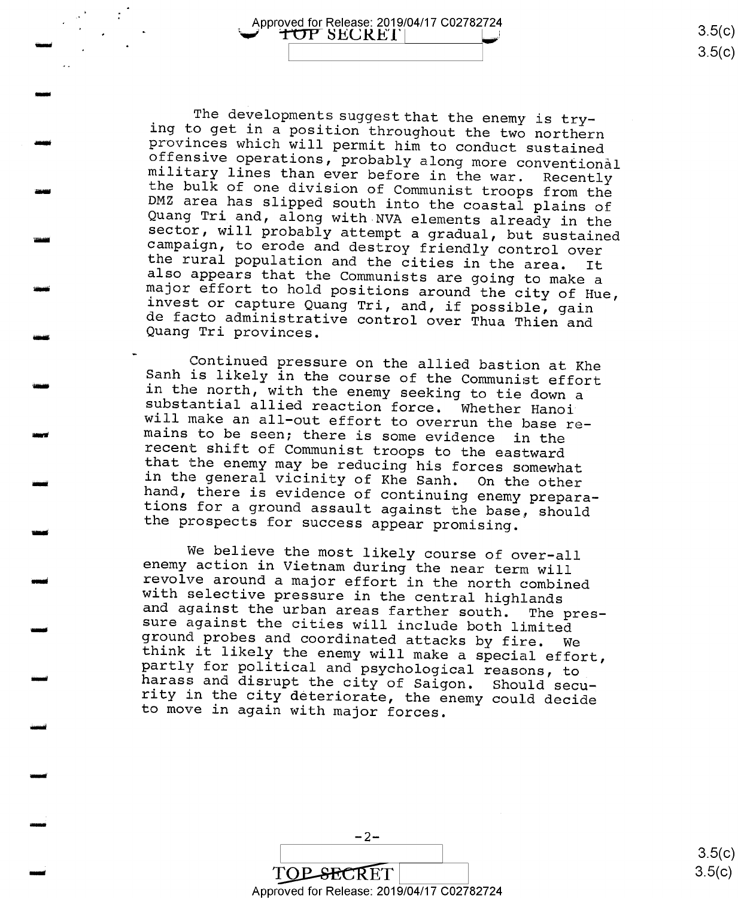The developments suggest that the enemy is trying to get in a position throughout the two northern provinces which will permit him to conduct sustained offensive operations, probably along more conventional military lines than ever before in the war. Recently the bulk of one division of Communist troops from the DMZ area has slipped south into the coastal plains of Quang Tri and, along with NVA elements already in the sector, will probably attempt a gradual, but sustained campaign, to erode and destroy friendly control over the rural population and the cities in the area. It also appears that the Communists are going to make a major effort to hold positions around the city of Hue, invest or capture Quang Tri, and, if possible, gain de facto administrative control over Thua Thien and Quang Tri provinces.

Continued pressure on the allied bastion at Khe Sanh is likely in the course of the Communist effort in the north, with the enemy seeking to tie down a substantial allied reaction force. Whether Hanoi will make an all-out effort to overrun the base remains to be seen; there is some evidence in the recent shift of Communist troops to the eastward that the enemy may be reducing his forces somewhat in the general vicinity of Khe Sanh. On the other hand, there is evidence of continuing enemy preparations for a ground assault against the base, should the prospects for success appear promising.

We believe the most likely course of over-all enemy action in Vietnam during the near term will revolve around a major effort in the north combined with selective pressure in the central highlands and against the urban areas farther south. The pressure against the cities will include both limited ground probes and coordinated attacks by fire. We think it likely the enemy will make a special effort, partly for political and psychological reasons, to harass and disrupt the city of Saigon. Should security in the city deteriorate, the enemy could decide to move in again with major forces.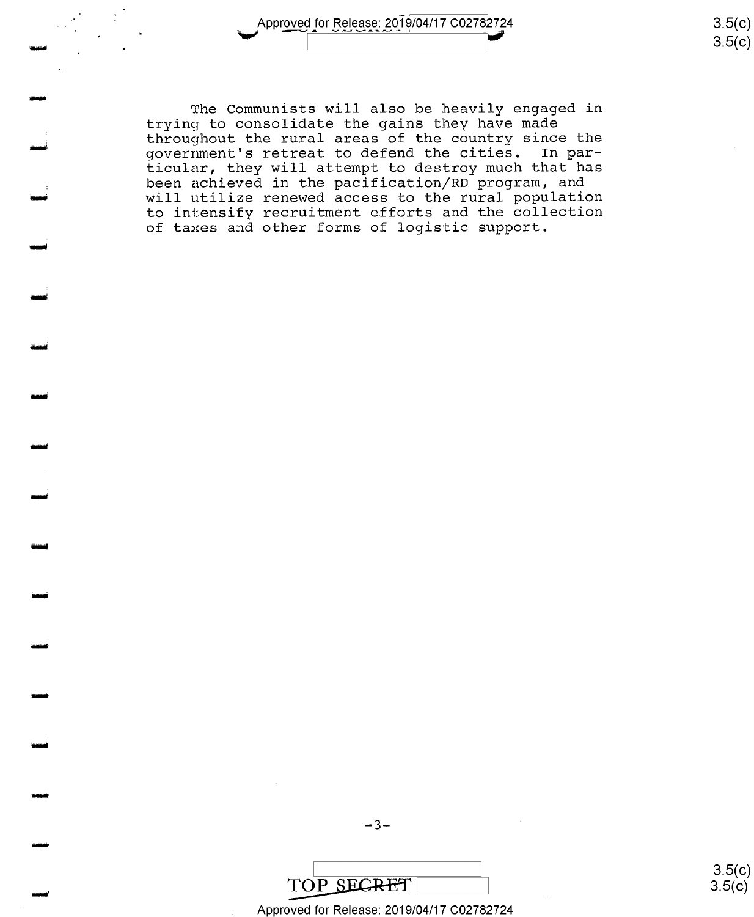The Communists will also be heavily engaged in trying to consolidate the gains they have made throughout the rural areas of the country since the government's retreat to defend the cities. In particular, they will attempt to destroy much that has been achieved in the pacification/RD program, and will utilize renewed access to the rural population to intensify recruitment efforts and the collection of taxes and other forms of logistic support.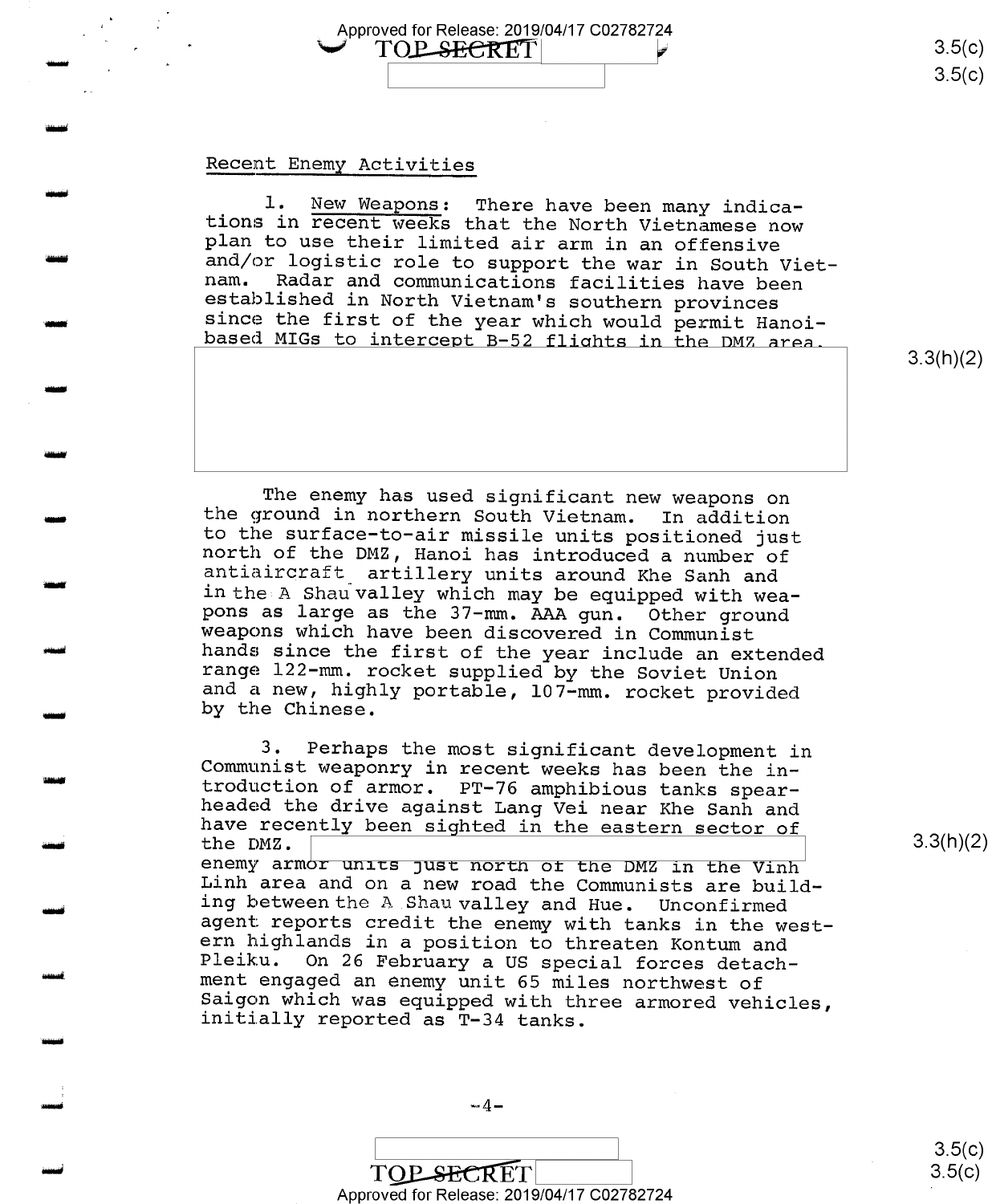## Recent Enemy Activities

1. New Weapons: There have been many indications in recent weeks that the North Vietnamese now plan to use their limited air arm in an offensive and/or logistic role to support the war in South Vietnam. Radar and communications facilities have been established in North Vietnam's southern provinces since the first of the year which would permit Hanoi-based MIGs to intercept B-52 flights in the DMZ area.

The enemy has used significant new weapons on the ground in northern South Vietnam. In addition to the surface-to-air missile units positioned just north of the DMZ, Hanoi has introduced a number of antiaircraft artillery units around Khe Sanh and in the A Shau valley which may be equipped with weapons as large as the 37-mm. AAA gun. Other ground weapons which have been discovered in Communist hands since the first of the year include an extended range 122-mm. rocket supplied by the Soviet Union and a new, highly portable, 107-mm. rocket provided by the Chinese.

3. Perhaps the most significant development in Communist weaponry in recent weeks has been the introduction of armor. PT-76 amphibious tanks spearheaded the drive against Lang Vei near Khe Sanh and have recently been sighted in the eastern sector of the DMZ. [redacted] enemy armor units just north of the DMZ in the Vinh Linh area and on a new road the Communists are building between the A Shau valley and Hue. Unconfirmed agent reports credit the enemy with tanks in the western highlands in a position to threaten Kontum and Pleiku. On 26 February a US special forces detachment engaged an enemy unit 65 miles northwest of Saigon which was equipped with three armored vehicles, initially reported as T-34 tanks.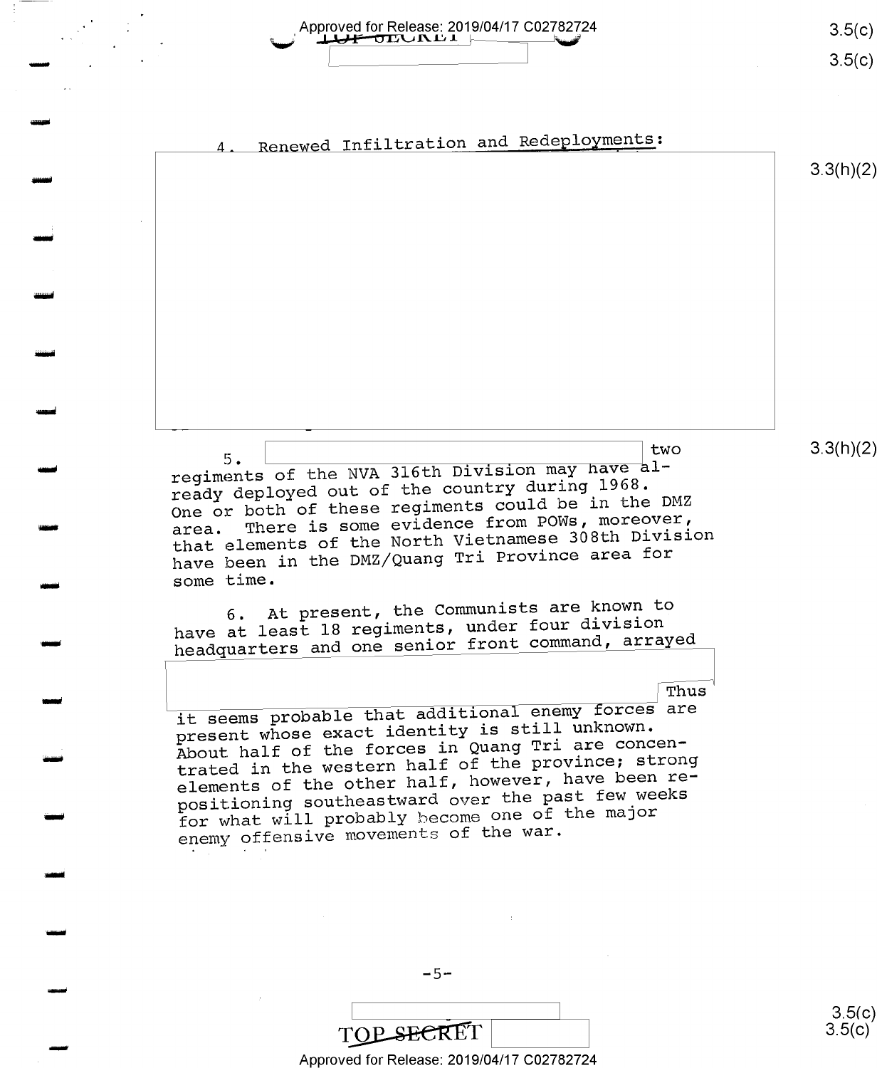4. Renewed Infiltration and Redeployments:

5. two regiments of the NVA 316th Division may have already deployed out of the country during 1968. One or both of these regiments could be in the DMZ area. There is some evidence from POWs, moreover, that elements of the North Vietnamese 308th Division have been in the DMZ/Quang Tri Province area for some time.

6. At present, the Communists are known to have at least 18 regiments, under four division headquarters and one senior front command, arrayed Thus it seems probable that additional enemy forces are present whose exact identity is still unknown. About half of the forces in Quang Tri are concentrated in the western half of the province; strong elements of the other half, however, have been repositioning southeastward over the past few weeks for what will probably become one of the major enemy offensive movements of the war.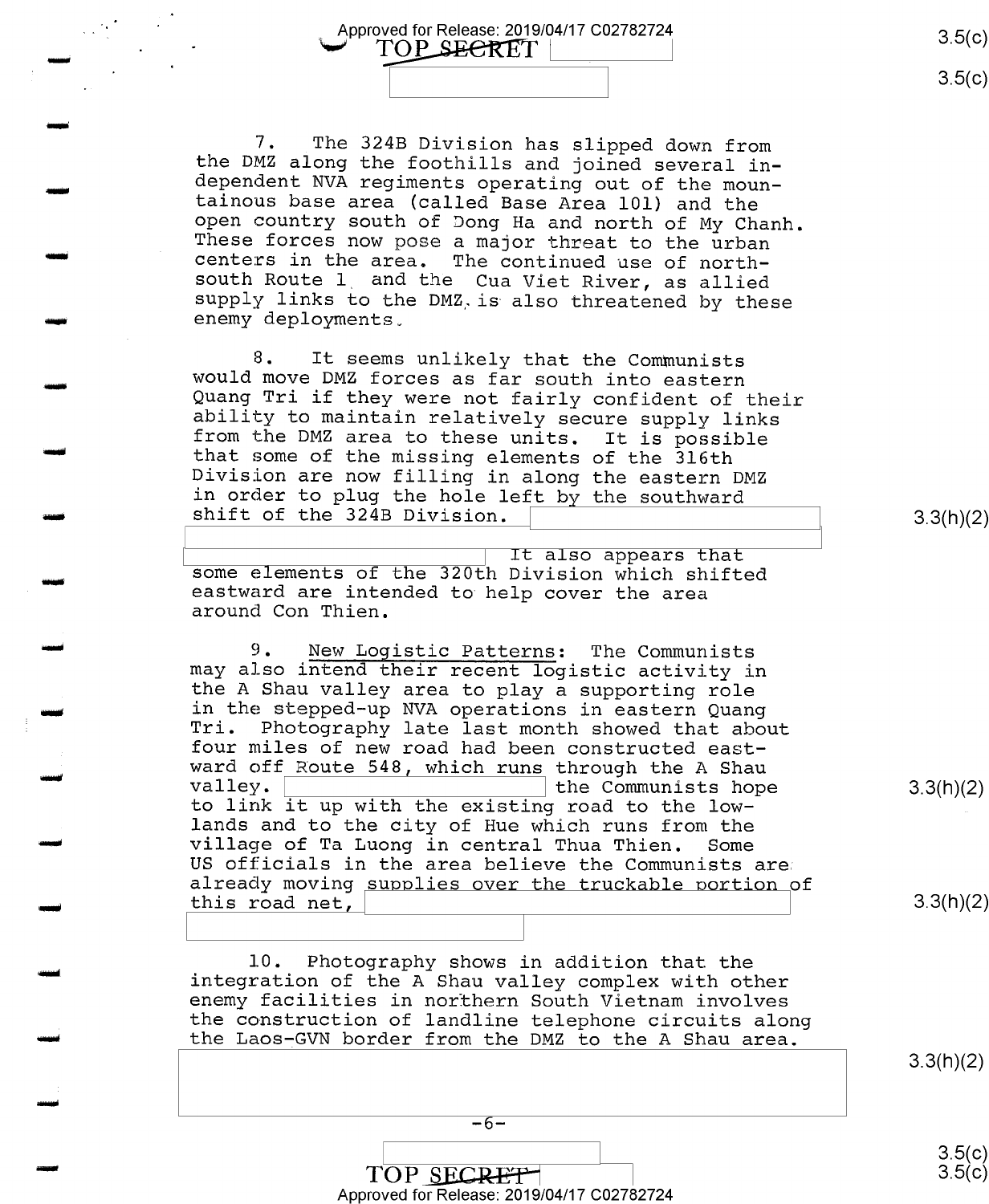7. The 324B Division has slipped down from the DMZ along the foothills and joined several independent NVA regiments operating out of the mountainous base area (called Base Area 101) and the open country south of Dong Ha and north of My Chanh. These forces now pose a major threat to the urban centers in the area. The continued use of north-south Route 1 and the Cua Viet River, as allied supply links to the DMZ, is also threatened by these enemy deployments.

8. It seems unlikely that the Communists would move DMZ forces as far south into eastern Quang Tri if they were not fairly confident of their ability to maintain relatively secure supply links from the DMZ area to these units. It is possible that some of the missing elements of the 316th Division are now filling in along the eastern DMZ in order to plug the hole left by the southward shift of the 324B Division. It also appears that some elements of the 320th Division which shifted eastward are intended to help cover the area around Con Thien.

9. <u>New Logistic Patterns</u>: The Communists may also intend their recent logistic activity in the A Shau valley area to play a supporting role in the stepped-up NVA operations in eastern Quang Tri. Photography late last month showed that about four miles of new road had been constructed eastward off Route 548, which runs through the A Shau valley. the Communists hope to link it up with the existing road to the lowlands and to the city of Hue which runs from the village of Ta Luong in central Thua Thien. Some US officials in the area believe the Communists are already moving supplies over the truckable portion of this road net,

10. Photography shows in addition that the integration of the A Shau valley complex with other enemy facilities in northern South Vietnam involves the construction of landline telephone circuits along the Laos-GVN border from the DMZ to the A Shau area.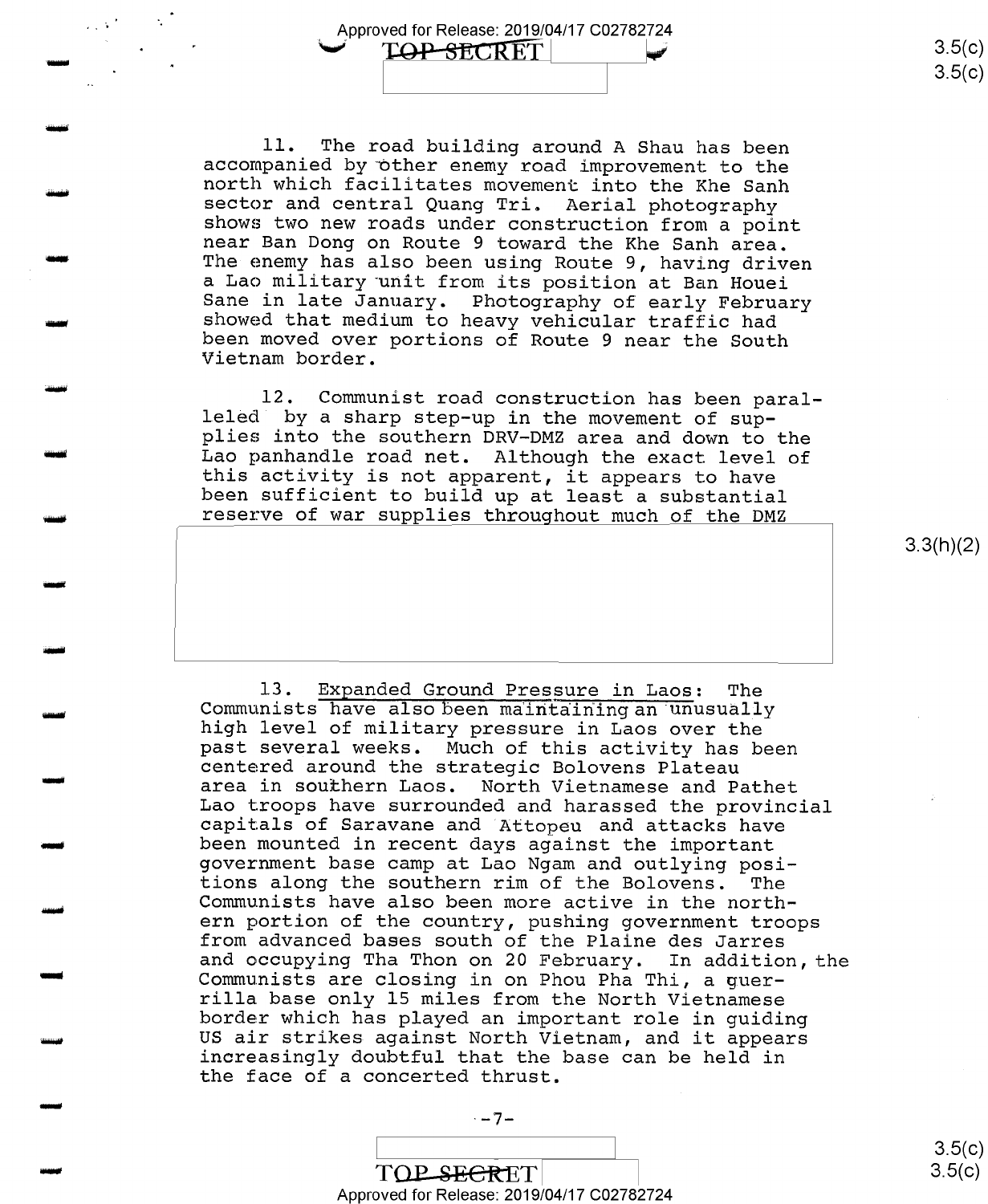11. The road building around A Shau has been accompanied by other enemy road improvement to the north which facilitates movement into the Khe Sanh sector and central Quang Tri. Aerial photography shows two new roads under construction from a point near Ban Dong on Route 9 toward the Khe Sanh area. The enemy has also been using Route 9, having driven a Lao military unit from its position at Ban Houei Sane in late January. Photography of early February showed that medium to heavy vehicular traffic had been moved over portions of Route 9 near the South Vietnam border.

12. Communist road construction has been paralleled by a sharp step-up in the movement of supplies into the southern DRV-DMZ area and down to the Lao panhandle road net. Although the exact level of this activity is not apparent, it appears to have been sufficient to build up at least a substantial reserve of war supplies throughout much of the DMZ

13. Expanded Ground Pressure in Laos: The Communists have also been maintaining an unusually high level of military pressure in Laos over the past several weeks. Much of this activity has been centered around the strategic Bolovens Plateau area in southern Laos. North Vietnamese and Pathet Lao troops have surrounded and harassed the provincial capitals of Saravane and Attopeu and attacks have been mounted in recent days against the important government base camp at Lao Ngam and outlying positions along the southern rim of the Bolovens. The Communists have also been more active in the northern portion of the country, pushing government troops from advanced bases south of the Plaine des Jarres and occupying Tha Thon on 20 February. In addition, the Communists are closing in on Phou Pha Thi, a guerrilla base only 15 miles from the North Vietnamese border which has played an important role in guiding US air strikes against North Vietnam, and it appears increasingly doubtful that the base can be held in the face of a concerted thrust.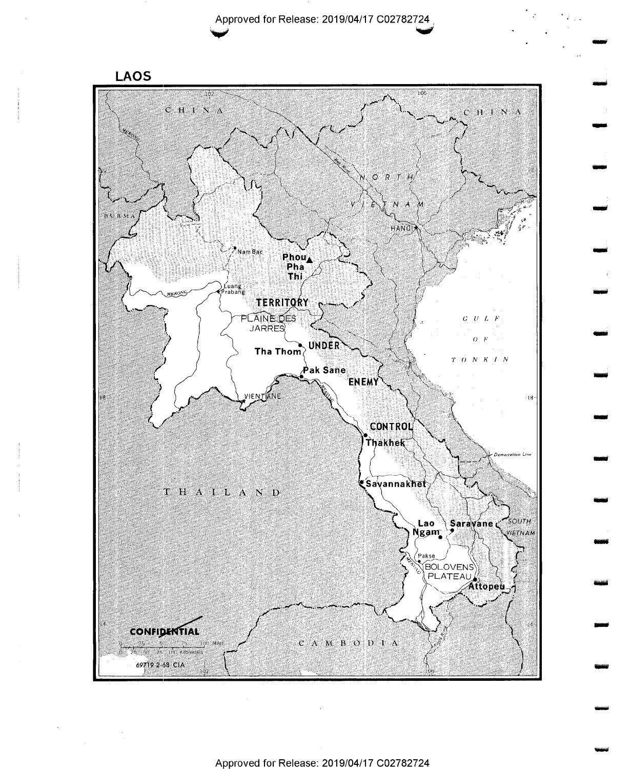# LAOS

CHINA

CHINA

BURMA

NORTH VIETNAM

HANOI

Nam Bac

Phou Pha Thi

Luang Prabang

MEKONG

TERRITORY

PLAINE DES JARRES

UNDER

Tha Thom

Pak Sane

ENEMY

VIENTIANE

MEKONG

CONTROL

Thakhek

GULF OF TONKIN

Demarcation Line

THAILAND

Savannakhet

Lao Ngam

Saravane

SOUTH VIETNAM

Pakse

BOLOVENS PLATEAU

Attopeu

CAMBODIA

CONFIDENTIAL

0 25 50 75 100 Miles

0 25 50 75 100 Kilometers

69719 2-68 CIA

102

106

18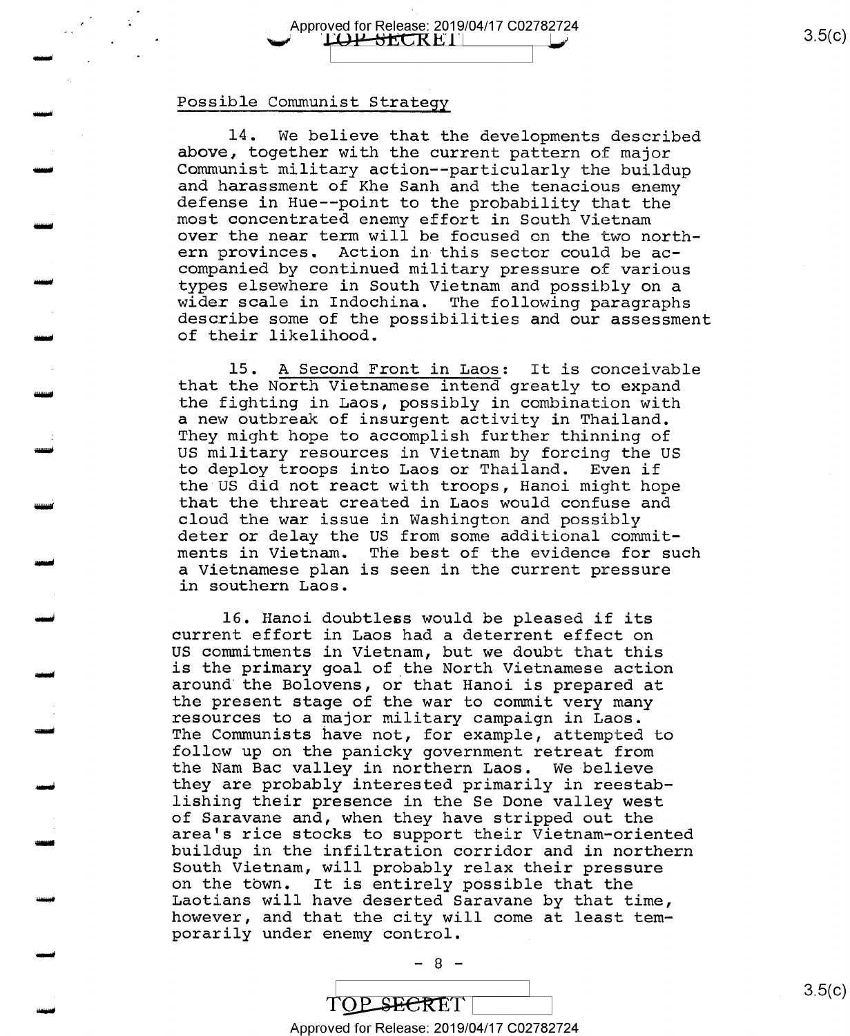Possible Communist Strategy

14. We believe that the developments described above, together with the current pattern of major Communist military action--particularly the buildup and harassment of Khe Sanh and the tenacious enemy defense in Hue--point to the probability that the most concentrated enemy effort in South Vietnam over the near term will be focused on the two northern provinces. Action in this sector could be accompanied by continued military pressure of various types elsewhere in South Vietnam and possibly on a wider scale in Indochina. The following paragraphs describe some of the possibilities and our assessment of their likelihood.

15. A Second Front in Laos: It is conceivable that the North Vietnamese intend greatly to expand the fighting in Laos, possibly in combination with a new outbreak of insurgent activity in Thailand. They might hope to accomplish further thinning of US military resources in Vietnam by forcing the US to deploy troops into Laos or Thailand. Even if the US did not react with troops, Hanoi might hope that the threat created in Laos would confuse and cloud the war issue in Washington and possibly deter or delay the US from some additional commitments in Vietnam. The best of the evidence for such a Vietnamese plan is seen in the current pressure in southern Laos.

16. Hanoi doubtless would be pleased if its current effort in Laos had a deterrent effect on US commitments in Vietnam, but we doubt that this is the primary goal of the North Vietnamese action around the Bolovens, or that Hanoi is prepared at the present stage of the war to commit very many resources to a major military campaign in Laos. The Communists have not, for example, attempted to follow up on the panicky government retreat from the Nam Bac valley in northern Laos. We believe they are probably interested primarily in reestablishing their presence in the Se Done valley west of Saravane and, when they have stripped out the area's rice stocks to support their Vietnam-oriented buildup in the infiltration corridor and in northern South Vietnam, will probably relax their pressure on the town. It is entirely possible that the Laotians will have deserted Saravane by that time, however, and that the city will come at least temporarily under enemy control.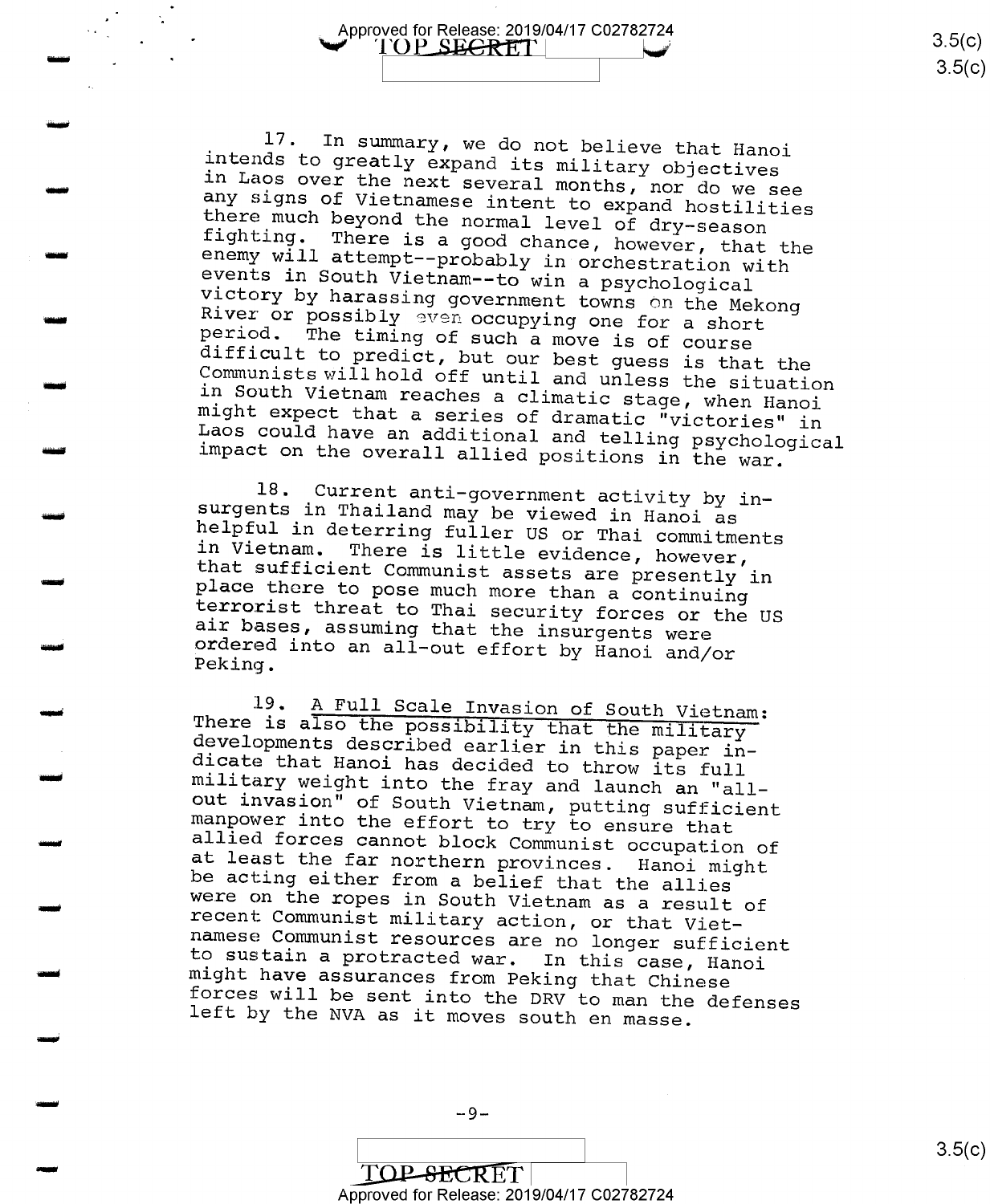17. In summary, we do not believe that Hanoi intends to greatly expand its military objectives in Laos over the next several months, nor do we see any signs of Vietnamese intent to expand hostilities there much beyond the normal level of dry-season fighting. There is a good chance, however, that the enemy will attempt--probably in orchestration with events in South Vietnam--to win a psychological victory by harassing government towns on the Mekong River or possibly even occupying one for a short period. The timing of such a move is of course difficult to predict, but our best guess is that the Communists will hold off until and unless the situation in South Vietnam reaches a climatic stage, when Hanoi might expect that a series of dramatic "victories" in Laos could have an additional and telling psychological impact on the overall allied positions in the war.

18. Current anti-government activity by insurgents in Thailand may be viewed in Hanoi as helpful in deterring fuller US or Thai commitments in Vietnam. There is little evidence, however, that sufficient Communist assets are presently in place there to pose much more than a continuing terrorist threat to Thai security forces or the US air bases, assuming that the insurgents were ordered into an all-out effort by Hanoi and/or Peking.

19. A Full Scale Invasion of South Vietnam: There is also the possibility that the military developments described earlier in this paper indicate that Hanoi has decided to throw its full military weight into the fray and launch an "all-out invasion" of South Vietnam, putting sufficient manpower into the effort to try to ensure that allied forces cannot block Communist occupation of at least the far northern provinces. Hanoi might be acting either from a belief that the allies were on the ropes in South Vietnam as a result of recent Communist military action, or that Vietnamese Communist resources are no longer sufficient to sustain a protracted war. In this case, Hanoi might have assurances from Peking that Chinese forces will be sent into the DRV to man the defenses left by the NVA as it moves south en masse.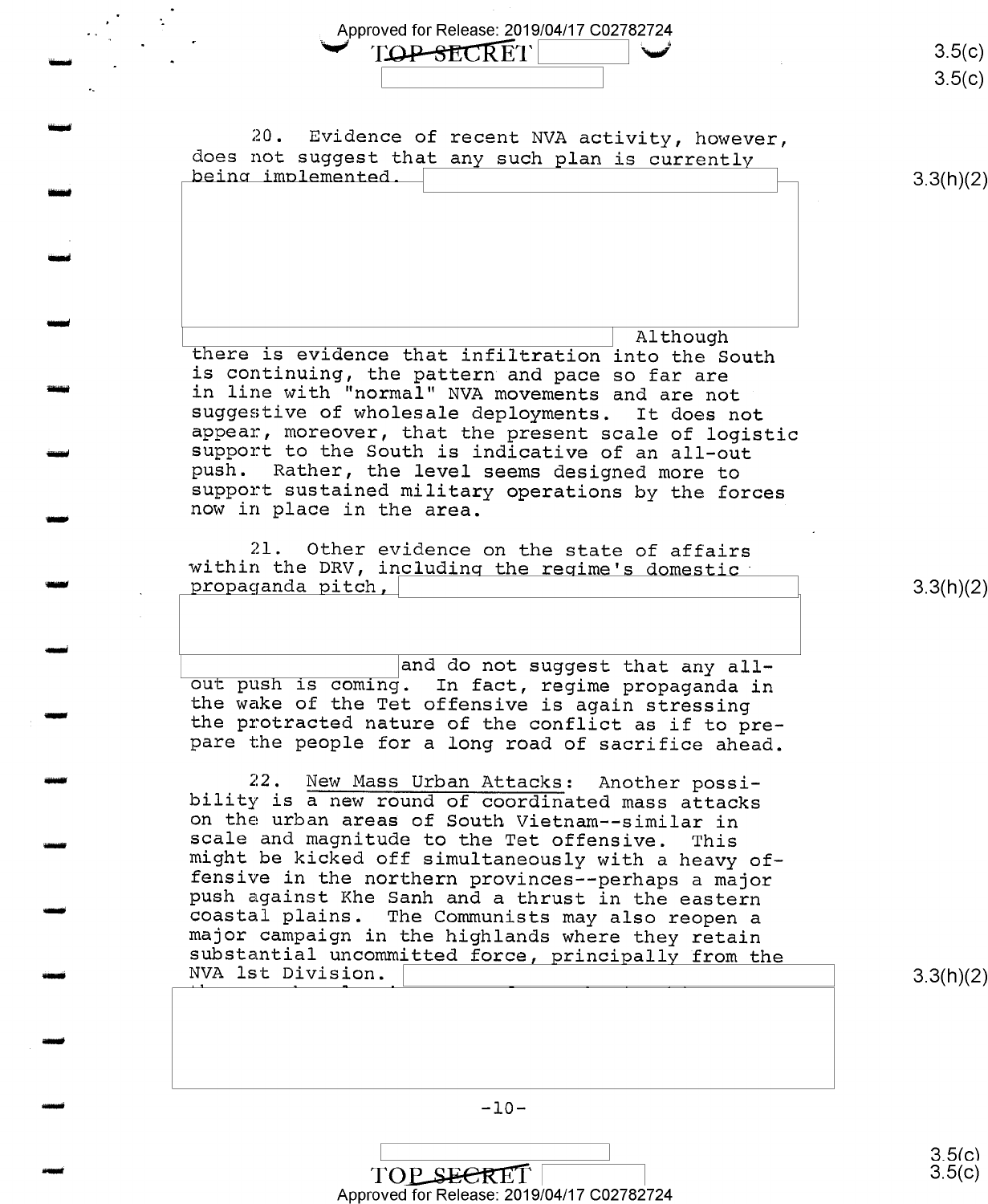20. Evidence of recent NVA activity, however, does not suggest that any such plan is currently being implemented. Although there is evidence that infiltration into the South is continuing, the pattern and pace so far are in line with "normal" NVA movements and are not suggestive of wholesale deployments. It does not appear, moreover, that the present scale of logistic support to the South is indicative of an all-out push. Rather, the level seems designed more to support sustained military operations by the forces now in place in the area.

21. Other evidence on the state of affairs within the DRV, including the regime's domestic propaganda pitch, and do not suggest that any all-out push is coming. In fact, regime propaganda in the wake of the Tet offensive is again stressing the protracted nature of the conflict as if to prepare the people for a long road of sacrifice ahead.

22. <u>New Mass Urban Attacks</u>: Another possibility is a new round of coordinated mass attacks on the urban areas of South Vietnam--similar in scale and magnitude to the Tet offensive. This might be kicked off simultaneously with a heavy offensive in the northern provinces--perhaps a major push against Khe Sanh and a thrust in the eastern coastal plains. The Communists may also reopen a major campaign in the highlands where they retain substantial uncommitted force, principally from the NVA 1st Division.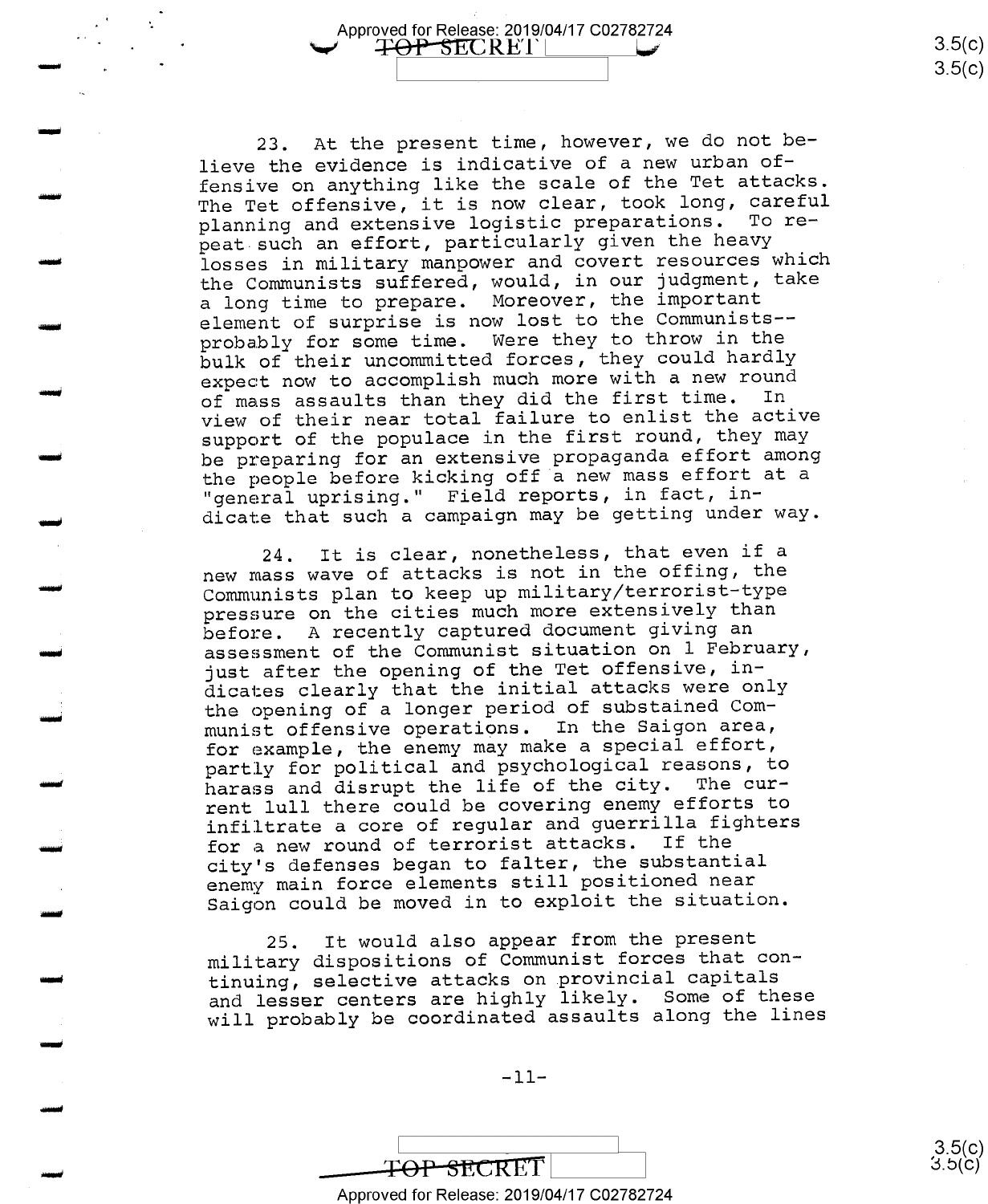23. At the present time, however, we do not believe the evidence is indicative of a new urban offensive on anything like the scale of the Tet attacks. The Tet offensive, it is now clear, took long, careful planning and extensive logistic preparations. To repeat such an effort, particularly given the heavy losses in military manpower and covert resources which the Communists suffered, would, in our judgment, take a long time to prepare. Moreover, the important element of surprise is now lost to the Communists--probably for some time. Were they to throw in the bulk of their uncommitted forces, they could hardly expect now to accomplish much more with a new round of mass assaults than they did the first time. In view of their near total failure to enlist the active support of the populace in the first round, they may be preparing for an extensive propaganda effort among the people before kicking off a new mass effort at a "general uprising." Field reports, in fact, indicate that such a campaign may be getting under way.

24. It is clear, nonetheless, that even if a new mass wave of attacks is not in the offing, the Communists plan to keep up military/terrorist-type pressure on the cities much more extensively than before. A recently captured document giving an assessment of the Communist situation on 1 February, just after the opening of the Tet offensive, indicates clearly that the initial attacks were only the opening of a longer period of substained Communist offensive operations. In the Saigon area, for example, the enemy may make a special effort, partly for political and psychological reasons, to harass and disrupt the life of the city. The current lull there could be covering enemy efforts to infiltrate a core of regular and guerrilla fighters for a new round of terrorist attacks. If the city's defenses began to falter, the substantial enemy main force elements still positioned near Saigon could be moved in to exploit the situation.

25. It would also appear from the present military dispositions of Communist forces that continuing, selective attacks on provincial capitals and lesser centers are highly likely. Some of these will probably be coordinated assaults along the lines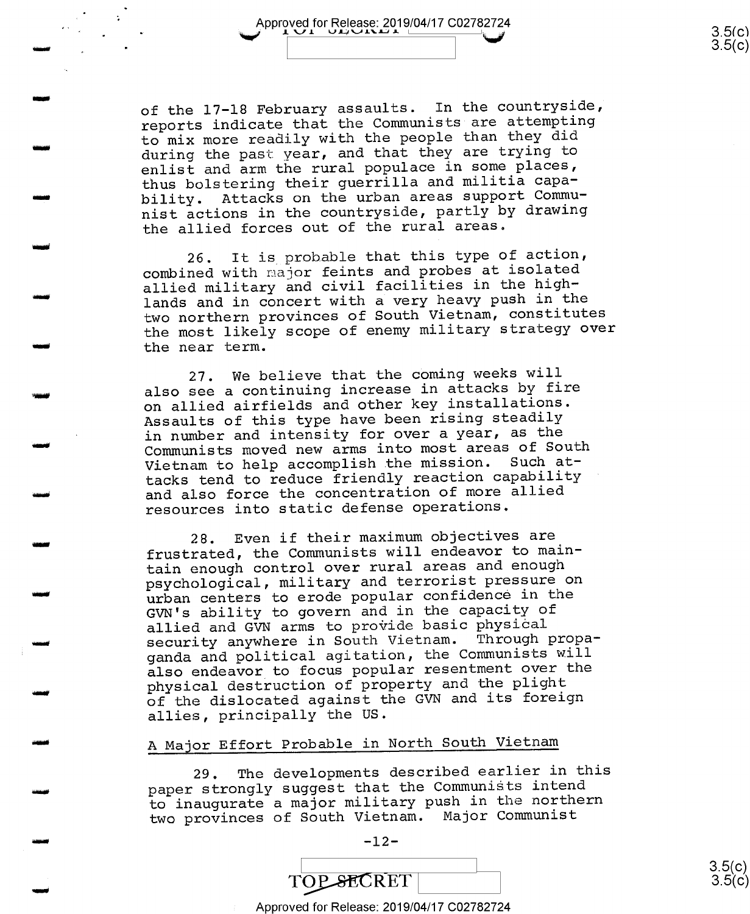of the 17-18 February assaults. In the countryside, reports indicate that the Communists are attempting to mix more readily with the people than they did during the past year, and that they are trying to enlist and arm the rural populace in some places, thus bolstering their guerrilla and militia capability. Attacks on the urban areas support Communist actions in the countryside, partly by drawing the allied forces out of the rural areas.

26. It is probable that this type of action, combined with major feints and probes at isolated allied military and civil facilities in the highlands and in concert with a very heavy push in the two northern provinces of South Vietnam, constitutes the most likely scope of enemy military strategy over the near term.

27. We believe that the coming weeks will also see a continuing increase in attacks by fire on allied airfields and other key installations. Assaults of this type have been rising steadily in number and intensity for over a year, as the Communists moved new arms into most areas of South Vietnam to help accomplish the mission. Such attacks tend to reduce friendly reaction capability and also force the concentration of more allied resources into static defense operations.

28. Even if their maximum objectives are frustrated, the Communists will endeavor to maintain enough control over rural areas and enough psychological, military and terrorist pressure on urban centers to erode popular confidence in the GVN's ability to govern and in the capacity of allied and GVN arms to provide basic physical security anywhere in South Vietnam. Through propaganda and political agitation, the Communists will also endeavor to focus popular resentment over the physical destruction of property and the plight of the dislocated against the GVN and its foreign allies, principally the US.

## A Major Effort Probable in North South Vietnam

29. The developments described earlier in this paper strongly suggest that the Communists intend to inaugurate a major military push in the northern two provinces of South Vietnam. Major Communist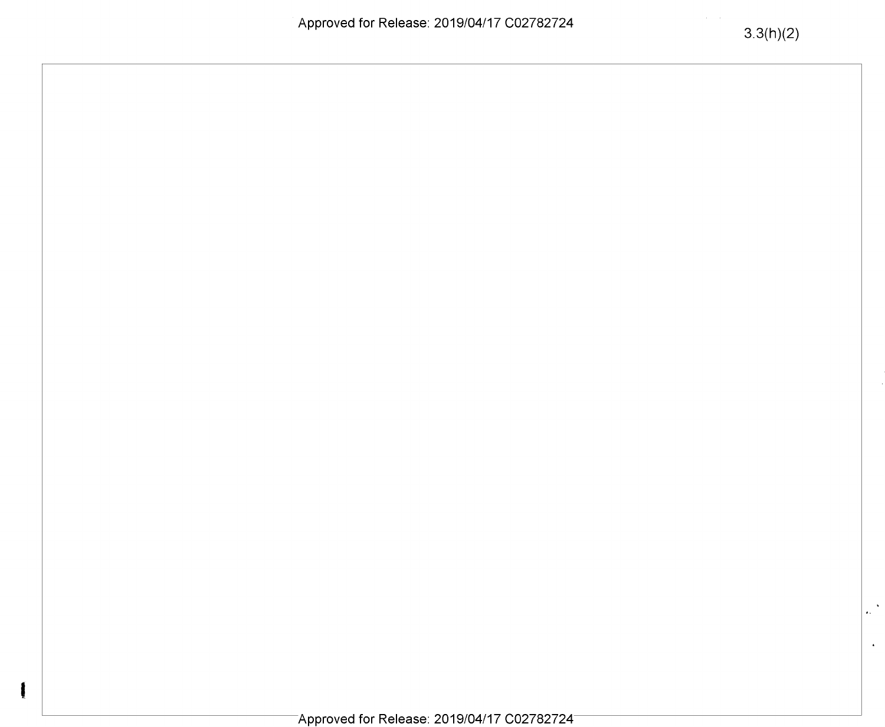3.3(h)(2)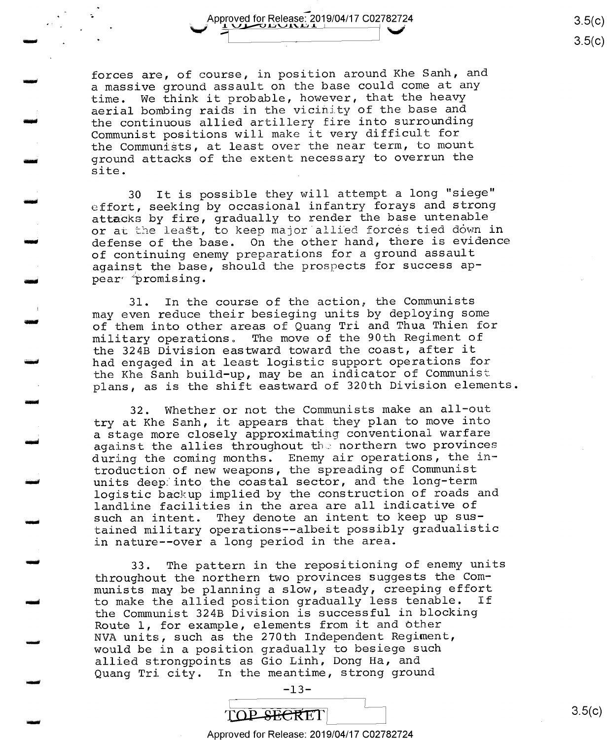forces are, of course, in position around Khe Sanh, and a massive ground assault on the base could come at any time. We think it probable, however, that the heavy aerial bombing raids in the vicinity of the base and the continuous allied artillery fire into surrounding Communist positions will make it very difficult for the Communists, at least over the near term, to mount ground attacks of the extent necessary to overrun the site.

30 It is possible they will attempt a long "siege" effort, seeking by occasional infantry forays and strong attacks by fire, gradually to render the base untenable or at the least, to keep major allied forces tied down in defense of the base. On the other hand, there is evidence of continuing enemy preparations for a ground assault against the base, should the prospects for success appear promising.

31. In the course of the action, the Communists may even reduce their besieging units by deploying some of them into other areas of Quang Tri and Thua Thien for military operations. The move of the 90th Regiment of the 324B Division eastward toward the coast, after it had engaged in at least logistic support operations for the Khe Sanh build-up, may be an indicator of Communist plans, as is the shift eastward of 320th Division elements.

32. Whether or not the Communists make an all-out try at Khe Sanh, it appears that they plan to move into a stage more closely approximating conventional warfare against the allies throughout the northern two provinces during the coming months. Enemy air operations, the introduction of new weapons, the spreading of Communist units deep into the coastal sector, and the long-term logistic backup implied by the construction of roads and landline facilities in the area are all indicative of such an intent. They denote an intent to keep up sustained military operations--albeit possibly gradualistic in nature--over a long period in the area.

33. The pattern in the repositioning of enemy units throughout the northern two provinces suggests the Communists may be planning a slow, steady, creeping effort to make the allied position gradually less tenable. If the Communist 324B Division is successful in blocking Route 1, for example, elements from it and other NVA units, such as the 270th Independent Regiment, would be in a position gradually to besiege such allied strongpoints as Gio Linh, Dong Ha, and Quang Tri city. In the meantime, strong ground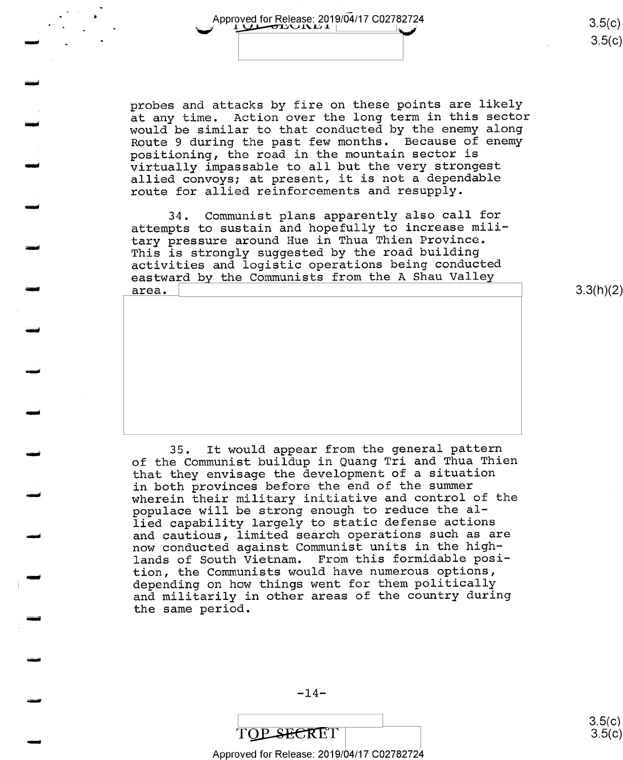probes and attacks by fire on these points are likely at any time. Action over the long term in this sector would be similar to that conducted by the enemy along Route 9 during the past few months. Because of enemy positioning, the road in the mountain sector is virtually impassable to all but the very strongest allied convoys; at present, it is not a dependable route for allied reinforcements and resupply.

34. Communist plans apparently also call for attempts to sustain and hopefully to increase military pressure around Hue in Thua Thien Province. This is strongly suggested by the road building activities and logistic operations being conducted eastward by the Communists from the A Shau Valley area.

35. It would appear from the general pattern of the Communist buildup in Quang Tri and Thua Thien that they envisage the development of a situation in both provinces before the end of the summer wherein their military initiative and control of the populace will be strong enough to reduce the allied capability largely to static defense actions and cautious, limited search operations such as are now conducted against Communist units in the highlands of South Vietnam. From this formidable position, the Communists would have numerous options, depending on how things went for them politically and militarily in other areas of the country during the same period.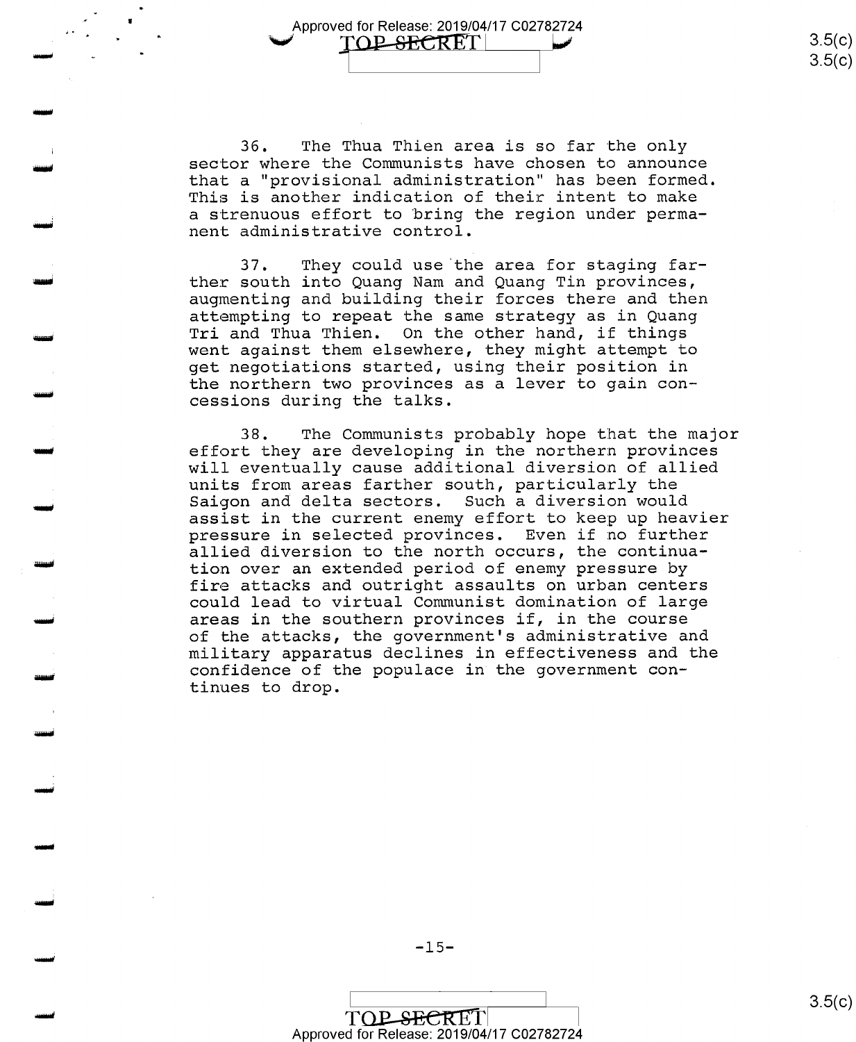36. The Thua Thien area is so far the only sector where the Communists have chosen to announce that a "provisional administration" has been formed. This is another indication of their intent to make a strenuous effort to bring the region under permanent administrative control.

37. They could use the area for staging farther south into Quang Nam and Quang Tin provinces, augmenting and building their forces there and then attempting to repeat the same strategy as in Quang Tri and Thua Thien. On the other hand, if things went against them elsewhere, they might attempt to get negotiations started, using their position in the northern two provinces as a lever to gain concessions during the talks.

38. The Communists probably hope that the major effort they are developing in the northern provinces will eventually cause additional diversion of allied units from areas farther south, particularly the Saigon and delta sectors. Such a diversion would assist in the current enemy effort to keep up heavier pressure in selected provinces. Even if no further allied diversion to the north occurs, the continuation over an extended period of enemy pressure by fire attacks and outright assaults on urban centers could lead to virtual Communist domination of large areas in the southern provinces if, in the course of the attacks, the government's administrative and military apparatus declines in effectiveness and the confidence of the populace in the government continues to drop.